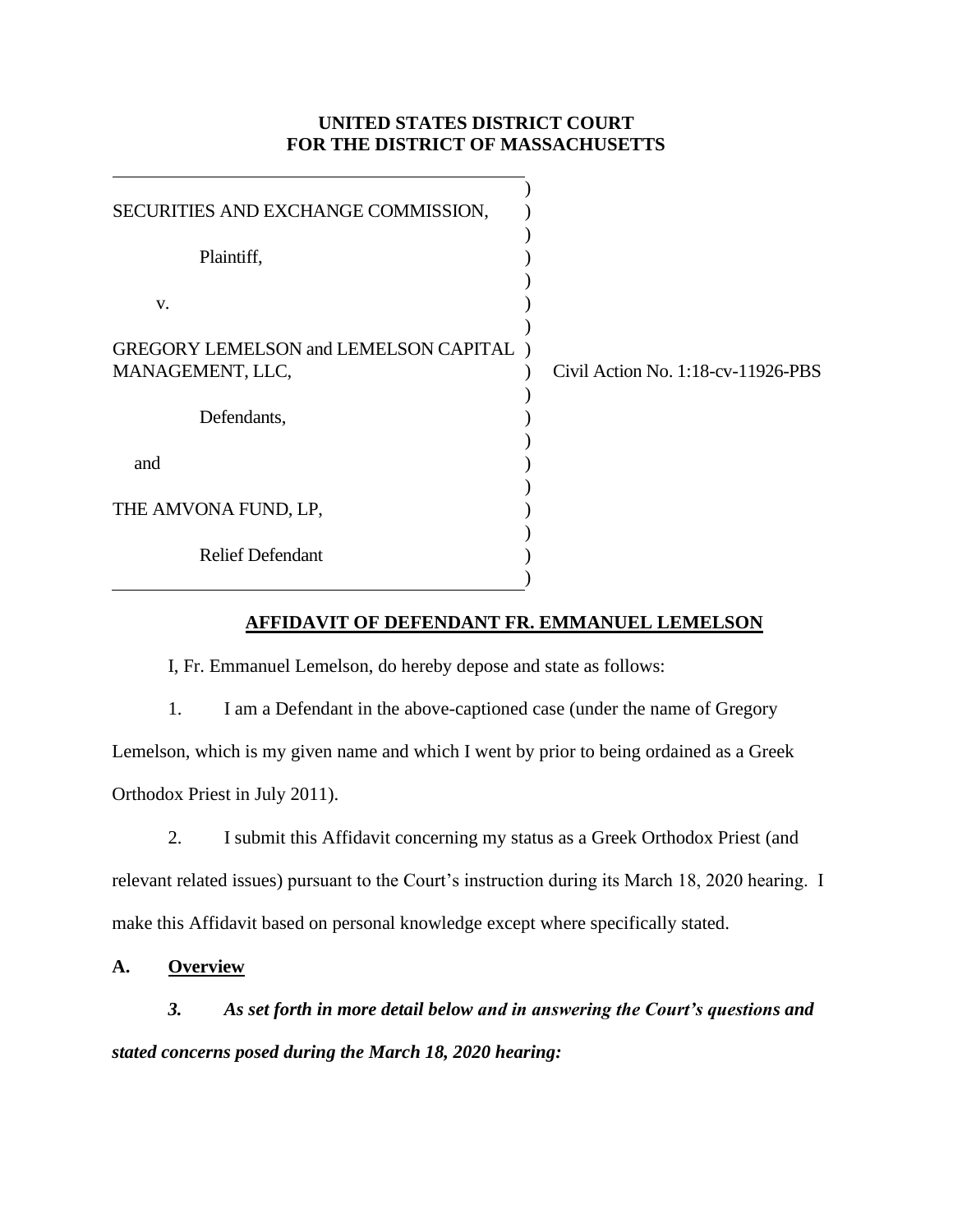**UNITED STATES DISTRICT COURT**
**FOR THE DISTRICT OF MASSACHUSETTS**

| | |
|---|---|
| SECURITIES AND EXCHANGE COMMISSION,<br><br>Plaintiff,<br><br>v.<br><br>GREGORY LEMELSON and LEMELSON CAPITAL MANAGEMENT, LLC,<br><br>Defendants,<br><br>and<br><br>THE AMVONA FUND, LP,<br><br>Relief Defendant | Civil Action No. 1:18-cv-11926-PBS |

**AFFIDAVIT OF DEFENDANT FR. EMMANUEL LEMELSON**

I, Fr. Emmanuel Lemelson, do hereby depose and state as follows:

1. I am a Defendant in the above-captioned case (under the name of Gregory Lemelson, which is my given name and which I went by prior to being ordained as a Greek Orthodox Priest in July 2011).

2. I submit this Affidavit concerning my status as a Greek Orthodox Priest (and relevant related issues) pursuant to the Court's instruction during its March 18, 2020 hearing. I make this Affidavit based on personal knowledge except where specifically stated.

**A. Overview**

***3. As set forth in more detail below and in answering the Court's questions and stated concerns posed during the March 18, 2020 hearing:***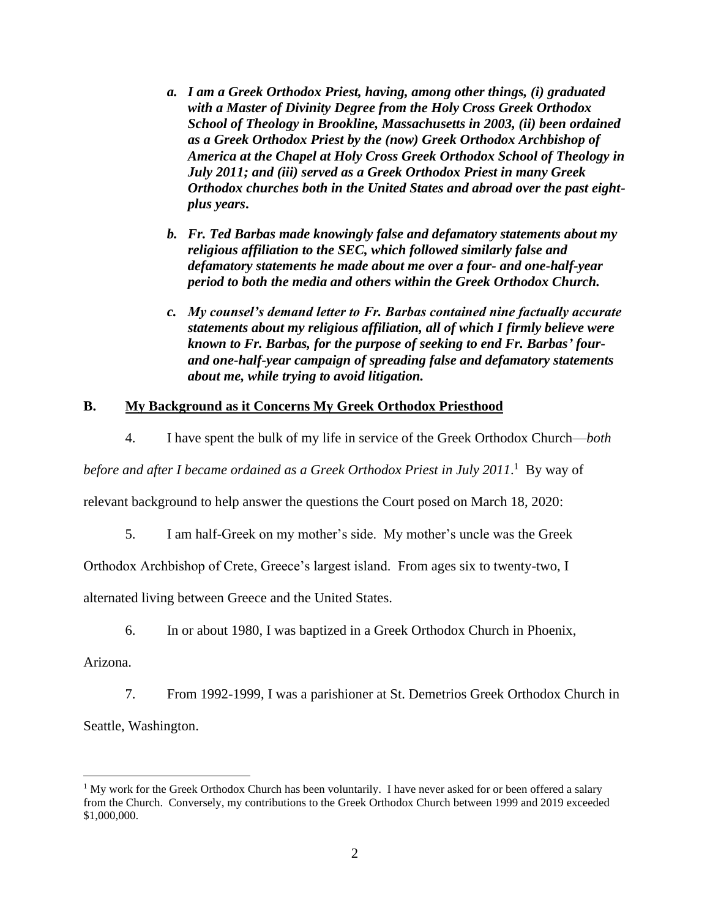a. ***I am a Greek Orthodox Priest, having, among other things, (i) graduated with a Master of Divinity Degree from the Holy Cross Greek Orthodox School of Theology in Brookline, Massachusetts in 2003, (ii) been ordained as a Greek Orthodox Priest by the (now) Greek Orthodox Archbishop of America at the Chapel at Holy Cross Greek Orthodox School of Theology in July 2011; and (iii) served as a Greek Orthodox Priest in many Greek Orthodox churches both in the United States and abroad over the past eight-plus years.***

b. ***Fr. Ted Barbas made knowingly false and defamatory statements about my religious affiliation to the SEC, which followed similarly false and defamatory statements he made about me over a four- and one-half-year period to both the media and others within the Greek Orthodox Church.***

c. ***My counsel's demand letter to Fr. Barbas contained nine factually accurate statements about my religious affiliation, all of which I firmly believe were known to Fr. Barbas, for the purpose of seeking to end Fr. Barbas' four- and one-half-year campaign of spreading false and defamatory statements about me, while trying to avoid litigation.***

## B. My Background as it Concerns My Greek Orthodox Priesthood

4. I have spent the bulk of my life in service of the Greek Orthodox Church—*both before and after I became ordained as a Greek Orthodox Priest in July 2011*.[1] By way of relevant background to help answer the questions the Court posed on March 18, 2020:

5. I am half-Greek on my mother's side. My mother's uncle was the Greek Orthodox Archbishop of Crete, Greece's largest island. From ages six to twenty-two, I alternated living between Greece and the United States.

6. In or about 1980, I was baptized in a Greek Orthodox Church in Phoenix, Arizona.

7. From 1992-1999, I was a parishioner at St. Demetrios Greek Orthodox Church in Seattle, Washington.

[1] My work for the Greek Orthodox Church has been voluntarily. I have never asked for or been offered a salary from the Church. Conversely, my contributions to the Greek Orthodox Church between 1999 and 2019 exceeded \$1,000,000.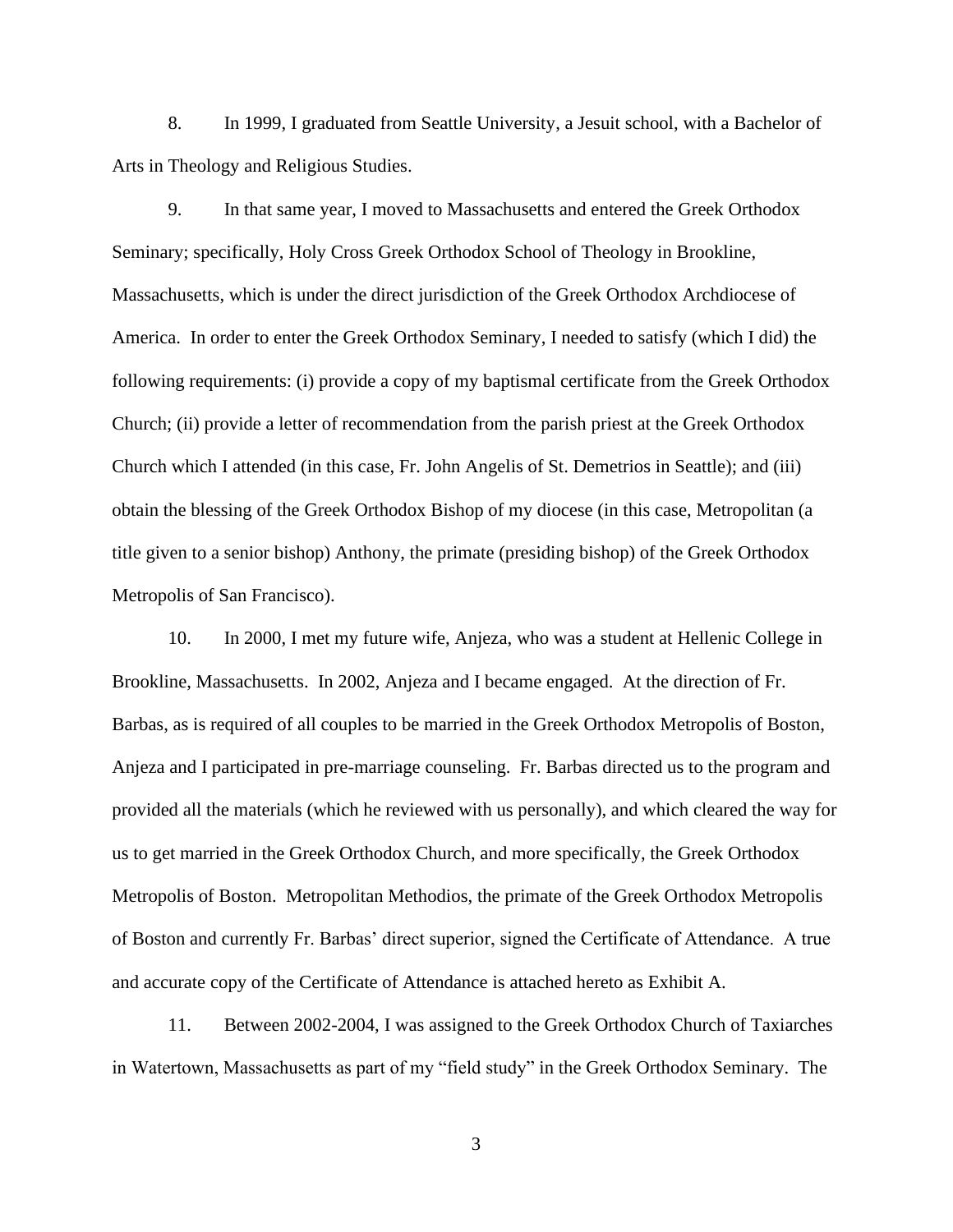8. In 1999, I graduated from Seattle University, a Jesuit school, with a Bachelor of Arts in Theology and Religious Studies.

9. In that same year, I moved to Massachusetts and entered the Greek Orthodox Seminary; specifically, Holy Cross Greek Orthodox School of Theology in Brookline, Massachusetts, which is under the direct jurisdiction of the Greek Orthodox Archdiocese of America. In order to enter the Greek Orthodox Seminary, I needed to satisfy (which I did) the following requirements: (i) provide a copy of my baptismal certificate from the Greek Orthodox Church; (ii) provide a letter of recommendation from the parish priest at the Greek Orthodox Church which I attended (in this case, Fr. John Angelis of St. Demetrios in Seattle); and (iii) obtain the blessing of the Greek Orthodox Bishop of my diocese (in this case, Metropolitan (a title given to a senior bishop) Anthony, the primate (presiding bishop) of the Greek Orthodox Metropolis of San Francisco).

10. In 2000, I met my future wife, Anjeza, who was a student at Hellenic College in Brookline, Massachusetts. In 2002, Anjeza and I became engaged. At the direction of Fr. Barbas, as is required of all couples to be married in the Greek Orthodox Metropolis of Boston, Anjeza and I participated in pre-marriage counseling. Fr. Barbas directed us to the program and provided all the materials (which he reviewed with us personally), and which cleared the way for us to get married in the Greek Orthodox Church, and more specifically, the Greek Orthodox Metropolis of Boston. Metropolitan Methodios, the primate of the Greek Orthodox Metropolis of Boston and currently Fr. Barbas' direct superior, signed the Certificate of Attendance. A true and accurate copy of the Certificate of Attendance is attached hereto as Exhibit A.

11. Between 2002-2004, I was assigned to the Greek Orthodox Church of Taxiarches in Watertown, Massachusetts as part of my "field study" in the Greek Orthodox Seminary. The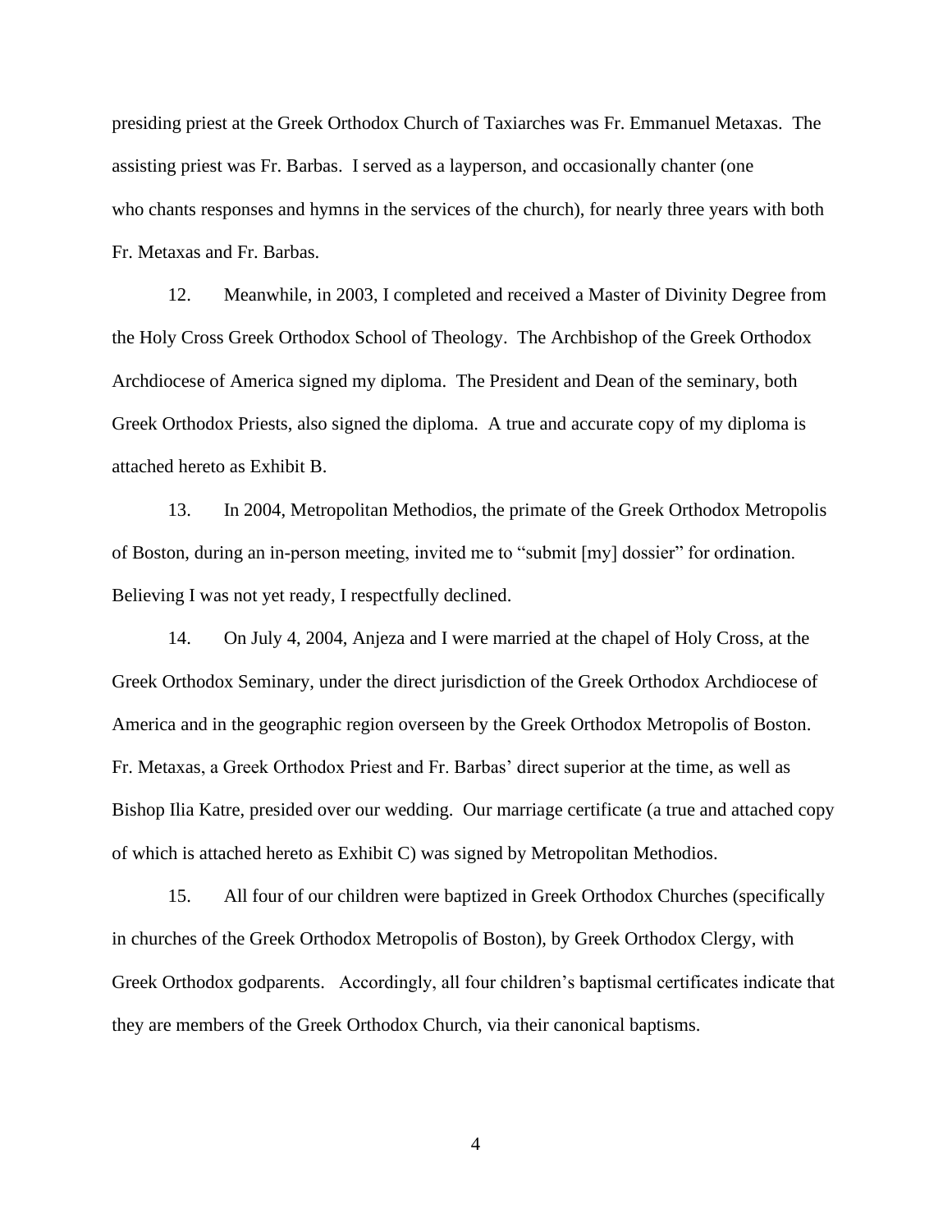presiding priest at the Greek Orthodox Church of Taxiarches was Fr. Emmanuel Metaxas. The assisting priest was Fr. Barbas. I served as a layperson, and occasionally chanter (one who chants responses and hymns in the services of the church), for nearly three years with both Fr. Metaxas and Fr. Barbas.

12. Meanwhile, in 2003, I completed and received a Master of Divinity Degree from the Holy Cross Greek Orthodox School of Theology. The Archbishop of the Greek Orthodox Archdiocese of America signed my diploma. The President and Dean of the seminary, both Greek Orthodox Priests, also signed the diploma. A true and accurate copy of my diploma is attached hereto as Exhibit B.

13. In 2004, Metropolitan Methodios, the primate of the Greek Orthodox Metropolis of Boston, during an in-person meeting, invited me to "submit [my] dossier" for ordination. Believing I was not yet ready, I respectfully declined.

14. On July 4, 2004, Anjeza and I were married at the chapel of Holy Cross, at the Greek Orthodox Seminary, under the direct jurisdiction of the Greek Orthodox Archdiocese of America and in the geographic region overseen by the Greek Orthodox Metropolis of Boston. Fr. Metaxas, a Greek Orthodox Priest and Fr. Barbas' direct superior at the time, as well as Bishop Ilia Katre, presided over our wedding. Our marriage certificate (a true and attached copy of which is attached hereto as Exhibit C) was signed by Metropolitan Methodios.

15. All four of our children were baptized in Greek Orthodox Churches (specifically in churches of the Greek Orthodox Metropolis of Boston), by Greek Orthodox Clergy, with Greek Orthodox godparents. Accordingly, all four children's baptismal certificates indicate that they are members of the Greek Orthodox Church, via their canonical baptisms.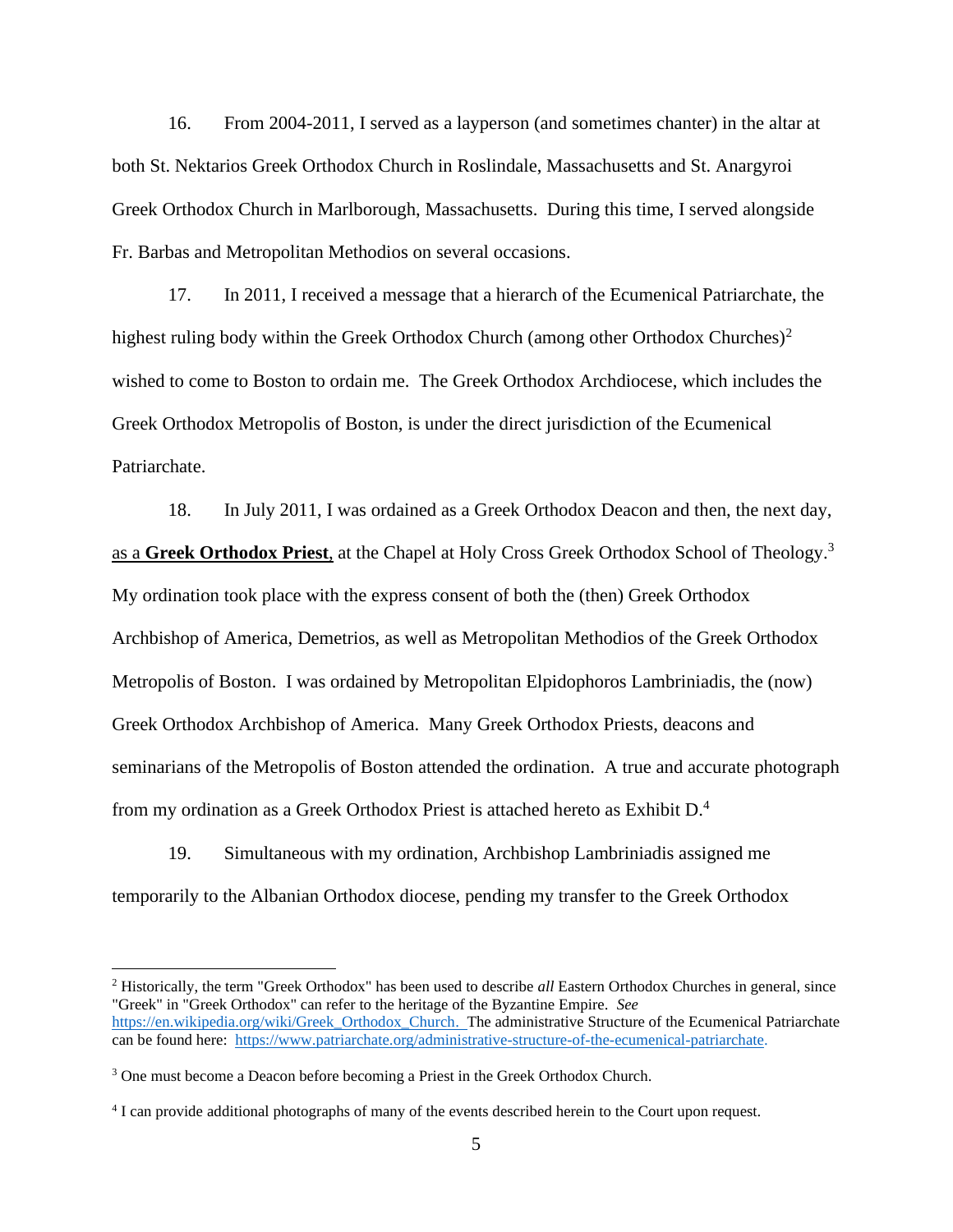16. From 2004-2011, I served as a layperson (and sometimes chanter) in the altar at both St. Nektarios Greek Orthodox Church in Roslindale, Massachusetts and St. Anargyroi Greek Orthodox Church in Marlborough, Massachusetts. During this time, I served alongside Fr. Barbas and Metropolitan Methodios on several occasions.

17. In 2011, I received a message that a hierarch of the Ecumenical Patriarchate, the highest ruling body within the Greek Orthodox Church (among other Orthodox Churches)[2] wished to come to Boston to ordain me. The Greek Orthodox Archdiocese, which includes the Greek Orthodox Metropolis of Boston, is under the direct jurisdiction of the Ecumenical Patriarchate.

18. In July 2011, I was ordained as a Greek Orthodox Deacon and then, the next day, <u>as a **Greek Orthodox Priest**,</u> at the Chapel at Holy Cross Greek Orthodox School of Theology.[3] My ordination took place with the express consent of both the (then) Greek Orthodox Archbishop of America, Demetrios, as well as Metropolitan Methodios of the Greek Orthodox Metropolis of Boston. I was ordained by Metropolitan Elpidophoros Lambriniadis, the (now) Greek Orthodox Archbishop of America. Many Greek Orthodox Priests, deacons and seminarians of the Metropolis of Boston attended the ordination. A true and accurate photograph from my ordination as a Greek Orthodox Priest is attached hereto as Exhibit D.[4]

19. Simultaneous with my ordination, Archbishop Lambriniadis assigned me temporarily to the Albanian Orthodox diocese, pending my transfer to the Greek Orthodox

---

[2] Historically, the term "Greek Orthodox" has been used to describe *all* Eastern Orthodox Churches in general, since "Greek" in "Greek Orthodox" can refer to the heritage of the Byzantine Empire. *See* https://en.wikipedia.org/wiki/Greek_Orthodox_Church. The administrative Structure of the Ecumenical Patriarchate can be found here: https://www.patriarchate.org/administrative-structure-of-the-ecumenical-patriarchate.

[3] One must become a Deacon before becoming a Priest in the Greek Orthodox Church.

[4] I can provide additional photographs of many of the events described herein to the Court upon request.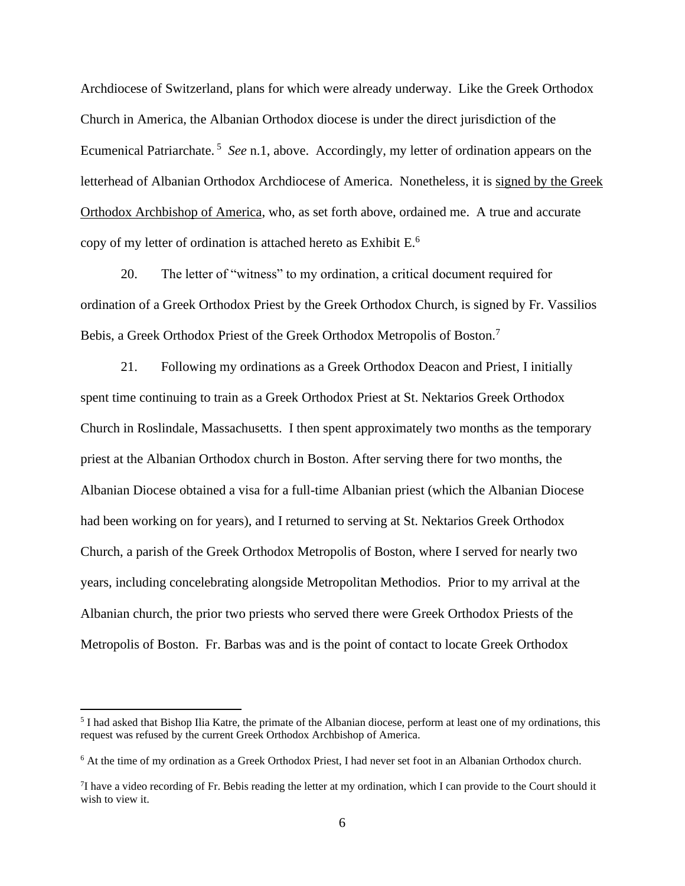Archdiocese of Switzerland, plans for which were already underway. Like the Greek Orthodox Church in America, the Albanian Orthodox diocese is under the direct jurisdiction of the Ecumenical Patriarchate.[5] *See* n.1, above. Accordingly, my letter of ordination appears on the letterhead of Albanian Orthodox Archdiocese of America. Nonetheless, it is <u>signed by the Greek Orthodox Archbishop of America</u>, who, as set forth above, ordained me. A true and accurate copy of my letter of ordination is attached hereto as Exhibit E.[6]

20. The letter of "witness" to my ordination, a critical document required for ordination of a Greek Orthodox Priest by the Greek Orthodox Church, is signed by Fr. Vassilios Bebis, a Greek Orthodox Priest of the Greek Orthodox Metropolis of Boston.[7]

21. Following my ordinations as a Greek Orthodox Deacon and Priest, I initially spent time continuing to train as a Greek Orthodox Priest at St. Nektarios Greek Orthodox Church in Roslindale, Massachusetts. I then spent approximately two months as the temporary priest at the Albanian Orthodox church in Boston. After serving there for two months, the Albanian Diocese obtained a visa for a full-time Albanian priest (which the Albanian Diocese had been working on for years), and I returned to serving at St. Nektarios Greek Orthodox Church, a parish of the Greek Orthodox Metropolis of Boston, where I served for nearly two years, including concelebrating alongside Metropolitan Methodios. Prior to my arrival at the Albanian church, the prior two priests who served there were Greek Orthodox Priests of the Metropolis of Boston. Fr. Barbas was and is the point of contact to locate Greek Orthodox

---

[5] I had asked that Bishop Ilia Katre, the primate of the Albanian diocese, perform at least one of my ordinations, this request was refused by the current Greek Orthodox Archbishop of America.

[6] At the time of my ordination as a Greek Orthodox Priest, I had never set foot in an Albanian Orthodox church.

[7] I have a video recording of Fr. Bebis reading the letter at my ordination, which I can provide to the Court should it wish to view it.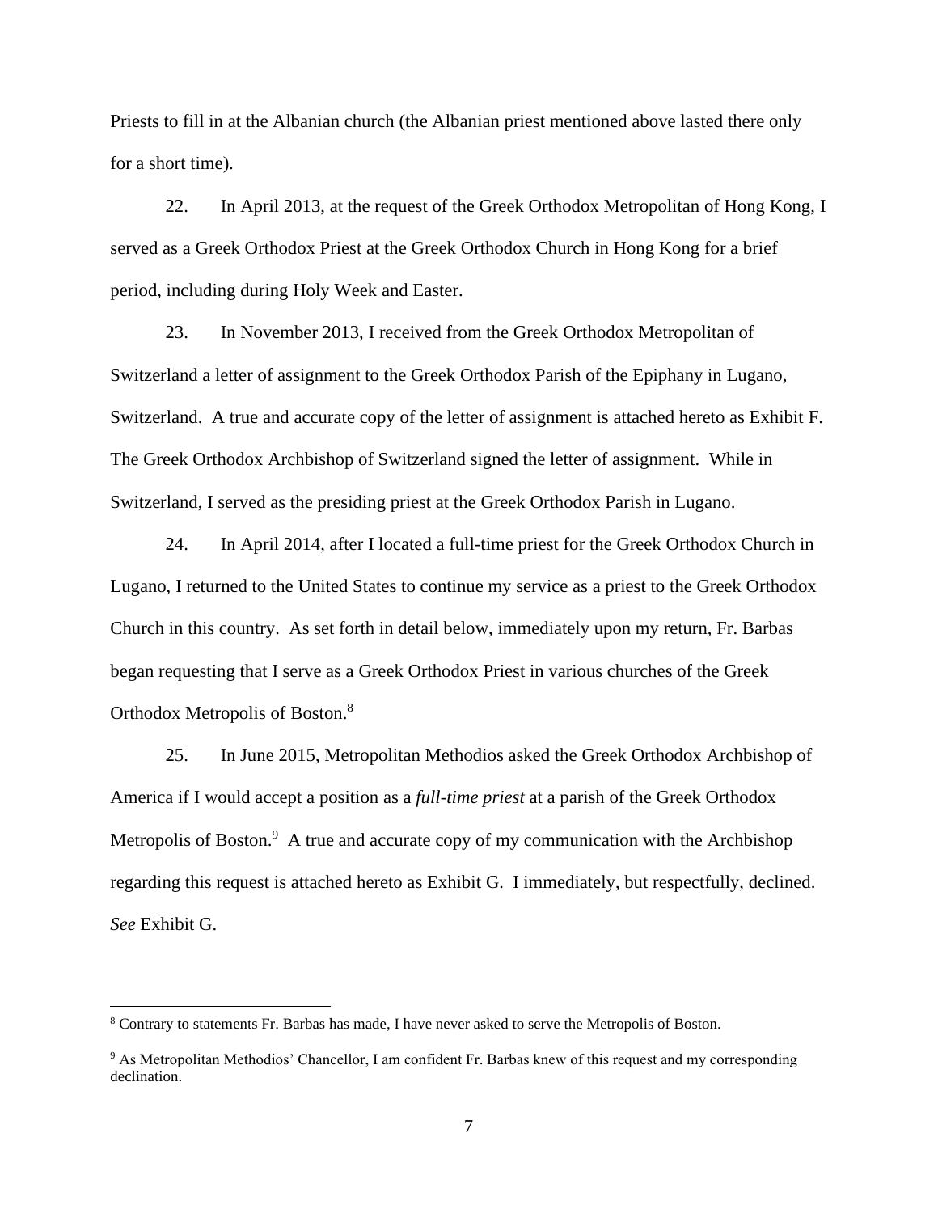Priests to fill in at the Albanian church (the Albanian priest mentioned above lasted there only for a short time).

22. In April 2013, at the request of the Greek Orthodox Metropolitan of Hong Kong, I served as a Greek Orthodox Priest at the Greek Orthodox Church in Hong Kong for a brief period, including during Holy Week and Easter.

23. In November 2013, I received from the Greek Orthodox Metropolitan of Switzerland a letter of assignment to the Greek Orthodox Parish of the Epiphany in Lugano, Switzerland. A true and accurate copy of the letter of assignment is attached hereto as Exhibit F. The Greek Orthodox Archbishop of Switzerland signed the letter of assignment. While in Switzerland, I served as the presiding priest at the Greek Orthodox Parish in Lugano.

24. In April 2014, after I located a full-time priest for the Greek Orthodox Church in Lugano, I returned to the United States to continue my service as a priest to the Greek Orthodox Church in this country. As set forth in detail below, immediately upon my return, Fr. Barbas began requesting that I serve as a Greek Orthodox Priest in various churches of the Greek Orthodox Metropolis of Boston.[8]

25. In June 2015, Metropolitan Methodios asked the Greek Orthodox Archbishop of America if I would accept a position as a *full-time priest* at a parish of the Greek Orthodox Metropolis of Boston.[9] A true and accurate copy of my communication with the Archbishop regarding this request is attached hereto as Exhibit G. I immediately, but respectfully, declined. *See* Exhibit G.

[8] Contrary to statements Fr. Barbas has made, I have never asked to serve the Metropolis of Boston.

[9] As Metropolitan Methodios' Chancellor, I am confident Fr. Barbas knew of this request and my corresponding declination.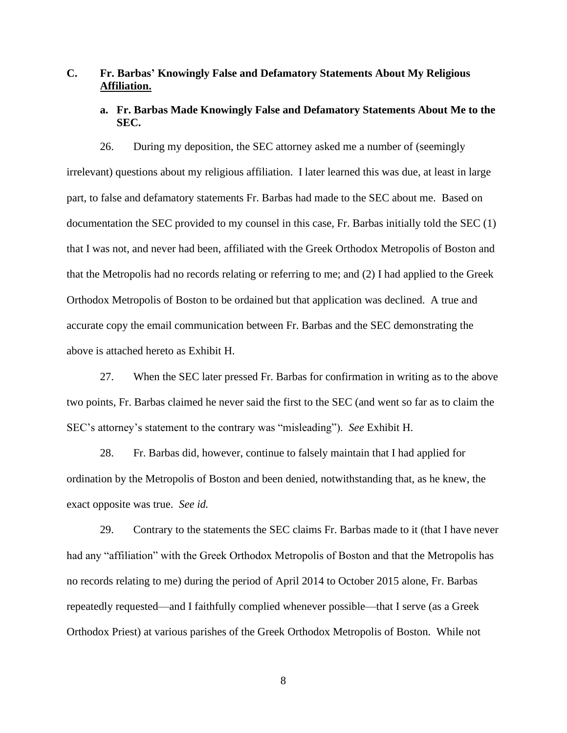## C. Fr. Barbas' Knowingly False and Defamatory Statements About My Religious Affiliation.

### a. Fr. Barbas Made Knowingly False and Defamatory Statements About Me to the SEC.

26. During my deposition, the SEC attorney asked me a number of (seemingly irrelevant) questions about my religious affiliation. I later learned this was due, at least in large part, to false and defamatory statements Fr. Barbas had made to the SEC about me. Based on documentation the SEC provided to my counsel in this case, Fr. Barbas initially told the SEC (1) that I was not, and never had been, affiliated with the Greek Orthodox Metropolis of Boston and that the Metropolis had no records relating or referring to me; and (2) I had applied to the Greek Orthodox Metropolis of Boston to be ordained but that application was declined. A true and accurate copy the email communication between Fr. Barbas and the SEC demonstrating the above is attached hereto as Exhibit H.

27. When the SEC later pressed Fr. Barbas for confirmation in writing as to the above two points, Fr. Barbas claimed he never said the first to the SEC (and went so far as to claim the SEC's attorney's statement to the contrary was "misleading"). *See* Exhibit H.

28. Fr. Barbas did, however, continue to falsely maintain that I had applied for ordination by the Metropolis of Boston and been denied, notwithstanding that, as he knew, the exact opposite was true. *See id.*

29. Contrary to the statements the SEC claims Fr. Barbas made to it (that I have never had any "affiliation" with the Greek Orthodox Metropolis of Boston and that the Metropolis has no records relating to me) during the period of April 2014 to October 2015 alone, Fr. Barbas repeatedly requested—and I faithfully complied whenever possible—that I serve (as a Greek Orthodox Priest) at various parishes of the Greek Orthodox Metropolis of Boston. While not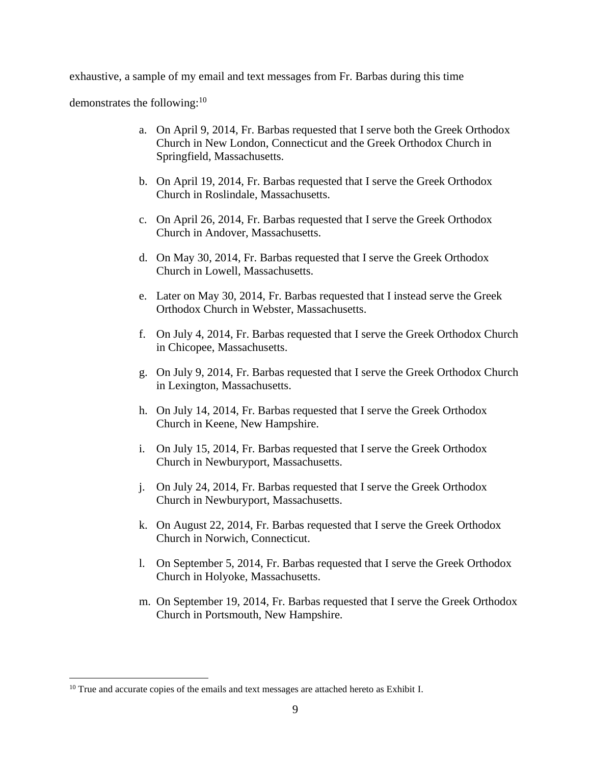exhaustive, a sample of my email and text messages from Fr. Barbas during this time demonstrates the following:[10]

a. On April 9, 2014, Fr. Barbas requested that I serve both the Greek Orthodox Church in New London, Connecticut and the Greek Orthodox Church in Springfield, Massachusetts.

b. On April 19, 2014, Fr. Barbas requested that I serve the Greek Orthodox Church in Roslindale, Massachusetts.

c. On April 26, 2014, Fr. Barbas requested that I serve the Greek Orthodox Church in Andover, Massachusetts.

d. On May 30, 2014, Fr. Barbas requested that I serve the Greek Orthodox Church in Lowell, Massachusetts.

e. Later on May 30, 2014, Fr. Barbas requested that I instead serve the Greek Orthodox Church in Webster, Massachusetts.

f. On July 4, 2014, Fr. Barbas requested that I serve the Greek Orthodox Church in Chicopee, Massachusetts.

g. On July 9, 2014, Fr. Barbas requested that I serve the Greek Orthodox Church in Lexington, Massachusetts.

h. On July 14, 2014, Fr. Barbas requested that I serve the Greek Orthodox Church in Keene, New Hampshire.

i. On July 15, 2014, Fr. Barbas requested that I serve the Greek Orthodox Church in Newburyport, Massachusetts.

j. On July 24, 2014, Fr. Barbas requested that I serve the Greek Orthodox Church in Newburyport, Massachusetts.

k. On August 22, 2014, Fr. Barbas requested that I serve the Greek Orthodox Church in Norwich, Connecticut.

l. On September 5, 2014, Fr. Barbas requested that I serve the Greek Orthodox Church in Holyoke, Massachusetts.

m. On September 19, 2014, Fr. Barbas requested that I serve the Greek Orthodox Church in Portsmouth, New Hampshire.

[10] True and accurate copies of the emails and text messages are attached hereto as Exhibit I.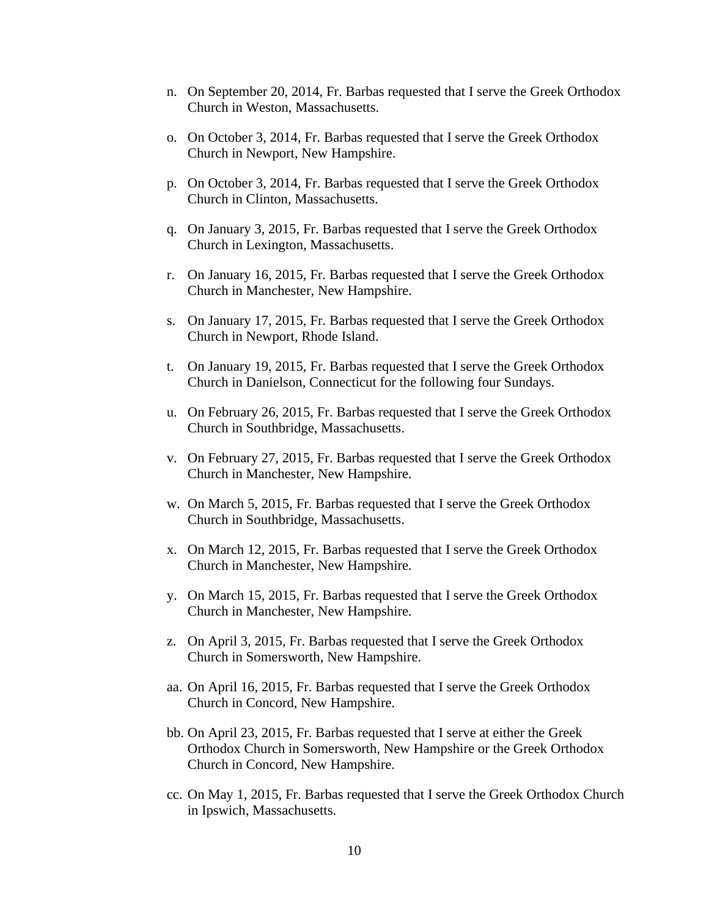n. On September 20, 2014, Fr. Barbas requested that I serve the Greek Orthodox Church in Weston, Massachusetts.

o. On October 3, 2014, Fr. Barbas requested that I serve the Greek Orthodox Church in Newport, New Hampshire.

p. On October 3, 2014, Fr. Barbas requested that I serve the Greek Orthodox Church in Clinton, Massachusetts.

q. On January 3, 2015, Fr. Barbas requested that I serve the Greek Orthodox Church in Lexington, Massachusetts.

r. On January 16, 2015, Fr. Barbas requested that I serve the Greek Orthodox Church in Manchester, New Hampshire.

s. On January 17, 2015, Fr. Barbas requested that I serve the Greek Orthodox Church in Newport, Rhode Island.

t. On January 19, 2015, Fr. Barbas requested that I serve the Greek Orthodox Church in Danielson, Connecticut for the following four Sundays.

u. On February 26, 2015, Fr. Barbas requested that I serve the Greek Orthodox Church in Southbridge, Massachusetts.

v. On February 27, 2015, Fr. Barbas requested that I serve the Greek Orthodox Church in Manchester, New Hampshire.

w. On March 5, 2015, Fr. Barbas requested that I serve the Greek Orthodox Church in Southbridge, Massachusetts.

x. On March 12, 2015, Fr. Barbas requested that I serve the Greek Orthodox Church in Manchester, New Hampshire.

y. On March 15, 2015, Fr. Barbas requested that I serve the Greek Orthodox Church in Manchester, New Hampshire.

z. On April 3, 2015, Fr. Barbas requested that I serve the Greek Orthodox Church in Somersworth, New Hampshire.

aa. On April 16, 2015, Fr. Barbas requested that I serve the Greek Orthodox Church in Concord, New Hampshire.

bb. On April 23, 2015, Fr. Barbas requested that I serve at either the Greek Orthodox Church in Somersworth, New Hampshire or the Greek Orthodox Church in Concord, New Hampshire.

cc. On May 1, 2015, Fr. Barbas requested that I serve the Greek Orthodox Church in Ipswich, Massachusetts.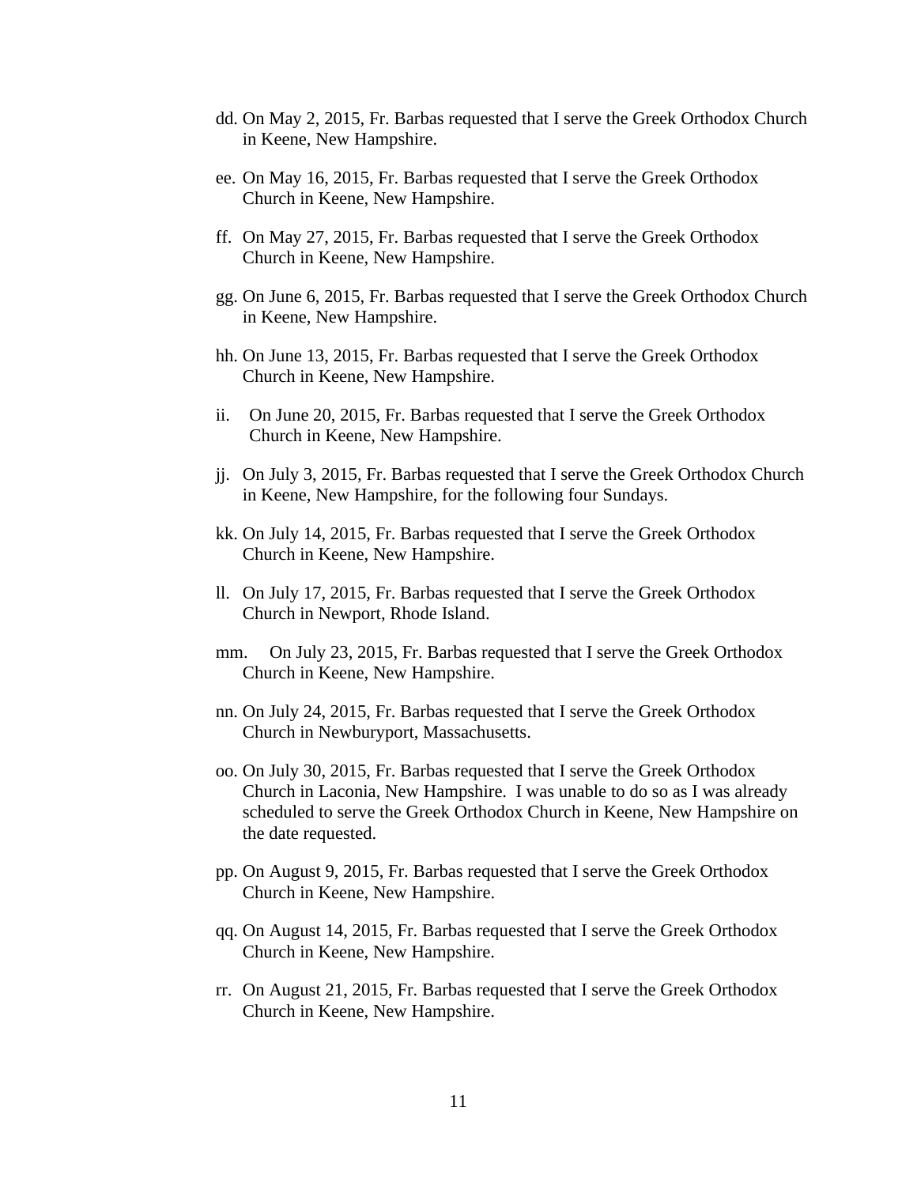dd. On May 2, 2015, Fr. Barbas requested that I serve the Greek Orthodox Church in Keene, New Hampshire.

ee. On May 16, 2015, Fr. Barbas requested that I serve the Greek Orthodox Church in Keene, New Hampshire.

ff. On May 27, 2015, Fr. Barbas requested that I serve the Greek Orthodox Church in Keene, New Hampshire.

gg. On June 6, 2015, Fr. Barbas requested that I serve the Greek Orthodox Church in Keene, New Hampshire.

hh. On June 13, 2015, Fr. Barbas requested that I serve the Greek Orthodox Church in Keene, New Hampshire.

ii. On June 20, 2015, Fr. Barbas requested that I serve the Greek Orthodox Church in Keene, New Hampshire.

jj. On July 3, 2015, Fr. Barbas requested that I serve the Greek Orthodox Church in Keene, New Hampshire, for the following four Sundays.

kk. On July 14, 2015, Fr. Barbas requested that I serve the Greek Orthodox Church in Keene, New Hampshire.

ll. On July 17, 2015, Fr. Barbas requested that I serve the Greek Orthodox Church in Newport, Rhode Island.

mm. On July 23, 2015, Fr. Barbas requested that I serve the Greek Orthodox Church in Keene, New Hampshire.

nn. On July 24, 2015, Fr. Barbas requested that I serve the Greek Orthodox Church in Newburyport, Massachusetts.

oo. On July 30, 2015, Fr. Barbas requested that I serve the Greek Orthodox Church in Laconia, New Hampshire. I was unable to do so as I was already scheduled to serve the Greek Orthodox Church in Keene, New Hampshire on the date requested.

pp. On August 9, 2015, Fr. Barbas requested that I serve the Greek Orthodox Church in Keene, New Hampshire.

qq. On August 14, 2015, Fr. Barbas requested that I serve the Greek Orthodox Church in Keene, New Hampshire.

rr. On August 21, 2015, Fr. Barbas requested that I serve the Greek Orthodox Church in Keene, New Hampshire.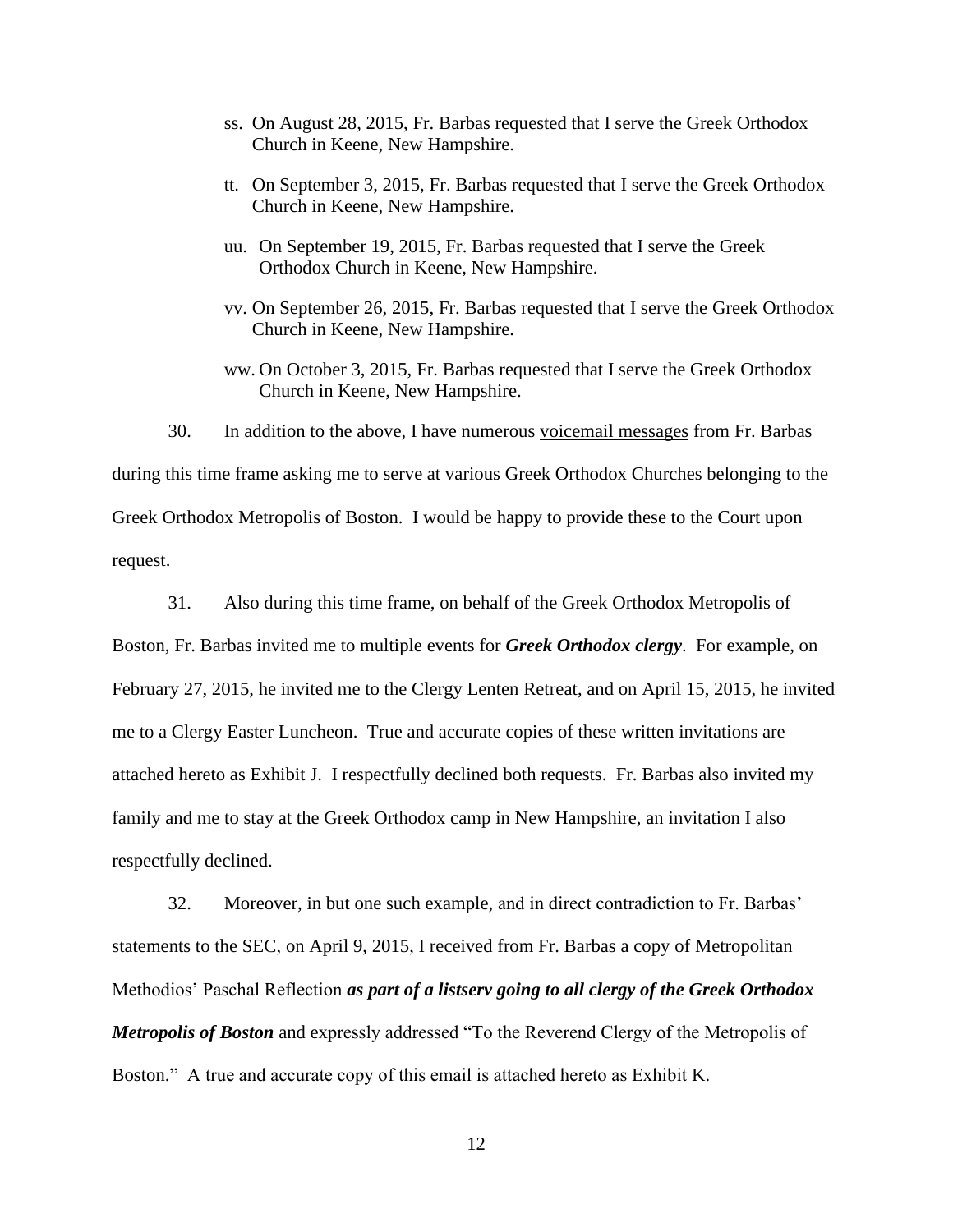ss. On August 28, 2015, Fr. Barbas requested that I serve the Greek Orthodox Church in Keene, New Hampshire.

tt. On September 3, 2015, Fr. Barbas requested that I serve the Greek Orthodox Church in Keene, New Hampshire.

uu. On September 19, 2015, Fr. Barbas requested that I serve the Greek Orthodox Church in Keene, New Hampshire.

vv. On September 26, 2015, Fr. Barbas requested that I serve the Greek Orthodox Church in Keene, New Hampshire.

ww. On October 3, 2015, Fr. Barbas requested that I serve the Greek Orthodox Church in Keene, New Hampshire.

30. In addition to the above, I have numerous <u>voicemail messages</u> from Fr. Barbas during this time frame asking me to serve at various Greek Orthodox Churches belonging to the Greek Orthodox Metropolis of Boston. I would be happy to provide these to the Court upon request.

31. Also during this time frame, on behalf of the Greek Orthodox Metropolis of Boston, Fr. Barbas invited me to multiple events for ***Greek Orthodox clergy***. For example, on February 27, 2015, he invited me to the Clergy Lenten Retreat, and on April 15, 2015, he invited me to a Clergy Easter Luncheon. True and accurate copies of these written invitations are attached hereto as Exhibit J. I respectfully declined both requests. Fr. Barbas also invited my family and me to stay at the Greek Orthodox camp in New Hampshire, an invitation I also respectfully declined.

32. Moreover, in but one such example, and in direct contradiction to Fr. Barbas' statements to the SEC, on April 9, 2015, I received from Fr. Barbas a copy of Metropolitan Methodios' Paschal Reflection ***as part of a listserv going to all clergy of the Greek Orthodox Metropolis of Boston*** and expressly addressed "To the Reverend Clergy of the Metropolis of Boston." A true and accurate copy of this email is attached hereto as Exhibit K.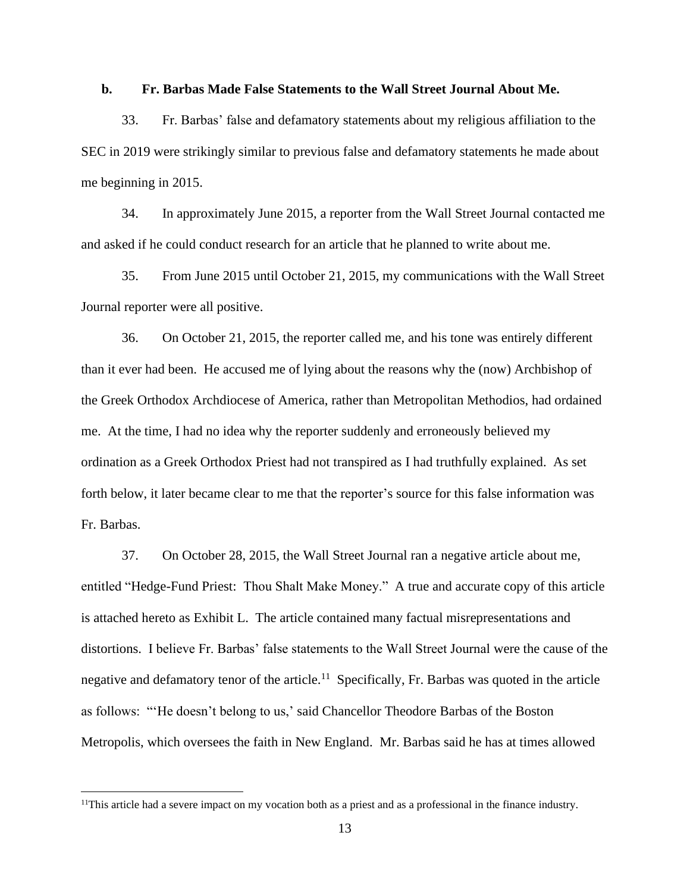### b. Fr. Barbas Made False Statements to the Wall Street Journal About Me.

33. Fr. Barbas' false and defamatory statements about my religious affiliation to the SEC in 2019 were strikingly similar to previous false and defamatory statements he made about me beginning in 2015.

34. In approximately June 2015, a reporter from the Wall Street Journal contacted me and asked if he could conduct research for an article that he planned to write about me.

35. From June 2015 until October 21, 2015, my communications with the Wall Street Journal reporter were all positive.

36. On October 21, 2015, the reporter called me, and his tone was entirely different than it ever had been. He accused me of lying about the reasons why the (now) Archbishop of the Greek Orthodox Archdiocese of America, rather than Metropolitan Methodios, had ordained me. At the time, I had no idea why the reporter suddenly and erroneously believed my ordination as a Greek Orthodox Priest had not transpired as I had truthfully explained. As set forth below, it later became clear to me that the reporter's source for this false information was Fr. Barbas.

37. On October 28, 2015, the Wall Street Journal ran a negative article about me, entitled "Hedge-Fund Priest: Thou Shalt Make Money." A true and accurate copy of this article is attached hereto as Exhibit L. The article contained many factual misrepresentations and distortions. I believe Fr. Barbas' false statements to the Wall Street Journal were the cause of the negative and defamatory tenor of the article.[11] Specifically, Fr. Barbas was quoted in the article as follows: "'He doesn't belong to us,' said Chancellor Theodore Barbas of the Boston Metropolis, which oversees the faith in New England. Mr. Barbas said he has at times allowed

[11] This article had a severe impact on my vocation both as a priest and as a professional in the finance industry.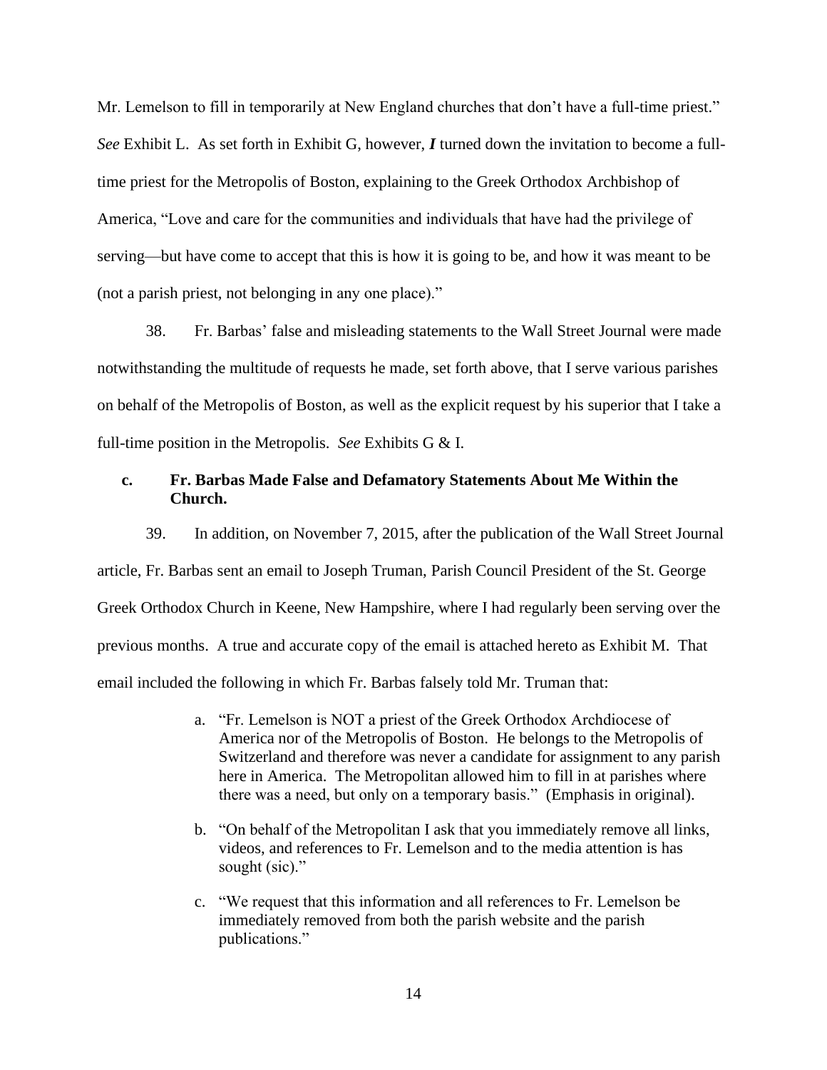Mr. Lemelson to fill in temporarily at New England churches that don't have a full-time priest." *See* Exhibit L. As set forth in Exhibit G, however, ***I*** turned down the invitation to become a full-time priest for the Metropolis of Boston, explaining to the Greek Orthodox Archbishop of America, "Love and care for the communities and individuals that have had the privilege of serving—but have come to accept that this is how it is going to be, and how it was meant to be (not a parish priest, not belonging in any one place)."

38. Fr. Barbas' false and misleading statements to the Wall Street Journal were made notwithstanding the multitude of requests he made, set forth above, that I serve various parishes on behalf of the Metropolis of Boston, as well as the explicit request by his superior that I take a full-time position in the Metropolis. *See* Exhibits G & I.

**c. Fr. Barbas Made False and Defamatory Statements About Me Within the Church.**

39. In addition, on November 7, 2015, after the publication of the Wall Street Journal article, Fr. Barbas sent an email to Joseph Truman, Parish Council President of the St. George Greek Orthodox Church in Keene, New Hampshire, where I had regularly been serving over the previous months. A true and accurate copy of the email is attached hereto as Exhibit M. That email included the following in which Fr. Barbas falsely told Mr. Truman that:

> a. "Fr. Lemelson is NOT a priest of the Greek Orthodox Archdiocese of America nor of the Metropolis of Boston. He belongs to the Metropolis of Switzerland and therefore was never a candidate for assignment to any parish here in America. The Metropolitan allowed him to fill in at parishes where there was a need, but only on a temporary basis." (Emphasis in original).
>
> b. "On behalf of the Metropolitan I ask that you immediately remove all links, videos, and references to Fr. Lemelson and to the media attention is has sought (sic)."
>
> c. "We request that this information and all references to Fr. Lemelson be immediately removed from both the parish website and the parish publications."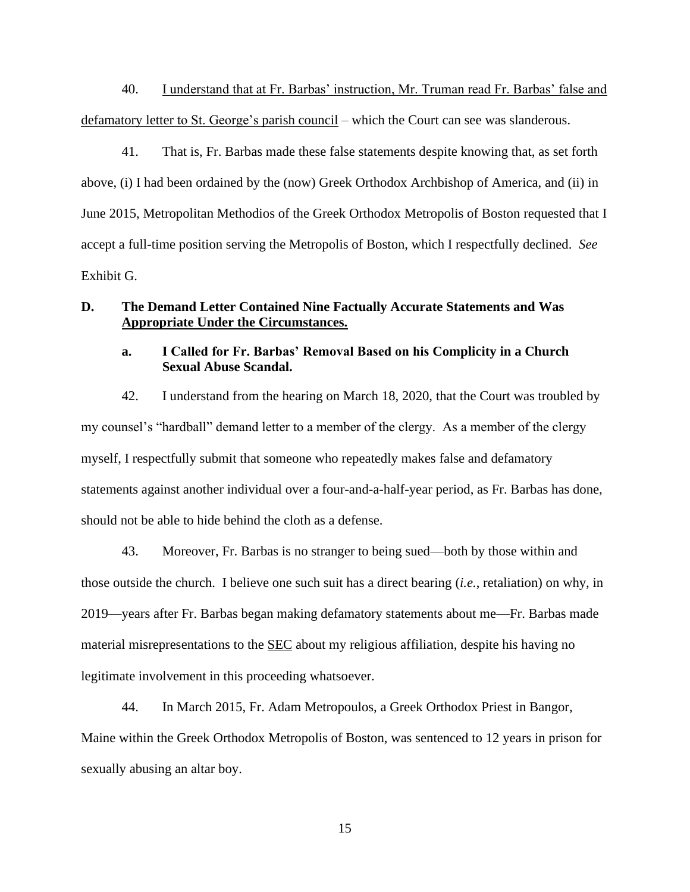40. I understand that at Fr. Barbas' instruction, Mr. Truman read Fr. Barbas' false and defamatory letter to St. George's parish council – which the Court can see was slanderous.

41. That is, Fr. Barbas made these false statements despite knowing that, as set forth above, (i) I had been ordained by the (now) Greek Orthodox Archbishop of America, and (ii) in June 2015, Metropolitan Methodios of the Greek Orthodox Metropolis of Boston requested that I accept a full-time position serving the Metropolis of Boston, which I respectfully declined. *See* Exhibit G.

### D. The Demand Letter Contained Nine Factually Accurate Statements and Was Appropriate Under the Circumstances.

#### a. I Called for Fr. Barbas' Removal Based on his Complicity in a Church Sexual Abuse Scandal.

42. I understand from the hearing on March 18, 2020, that the Court was troubled by my counsel's "hardball" demand letter to a member of the clergy. As a member of the clergy myself, I respectfully submit that someone who repeatedly makes false and defamatory statements against another individual over a four-and-a-half-year period, as Fr. Barbas has done, should not be able to hide behind the cloth as a defense.

43. Moreover, Fr. Barbas is no stranger to being sued—both by those within and those outside the church. I believe one such suit has a direct bearing (*i.e.*, retaliation) on why, in 2019—years after Fr. Barbas began making defamatory statements about me—Fr. Barbas made material misrepresentations to the SEC about my religious affiliation, despite his having no legitimate involvement in this proceeding whatsoever.

44. In March 2015, Fr. Adam Metropoulos, a Greek Orthodox Priest in Bangor, Maine within the Greek Orthodox Metropolis of Boston, was sentenced to 12 years in prison for sexually abusing an altar boy.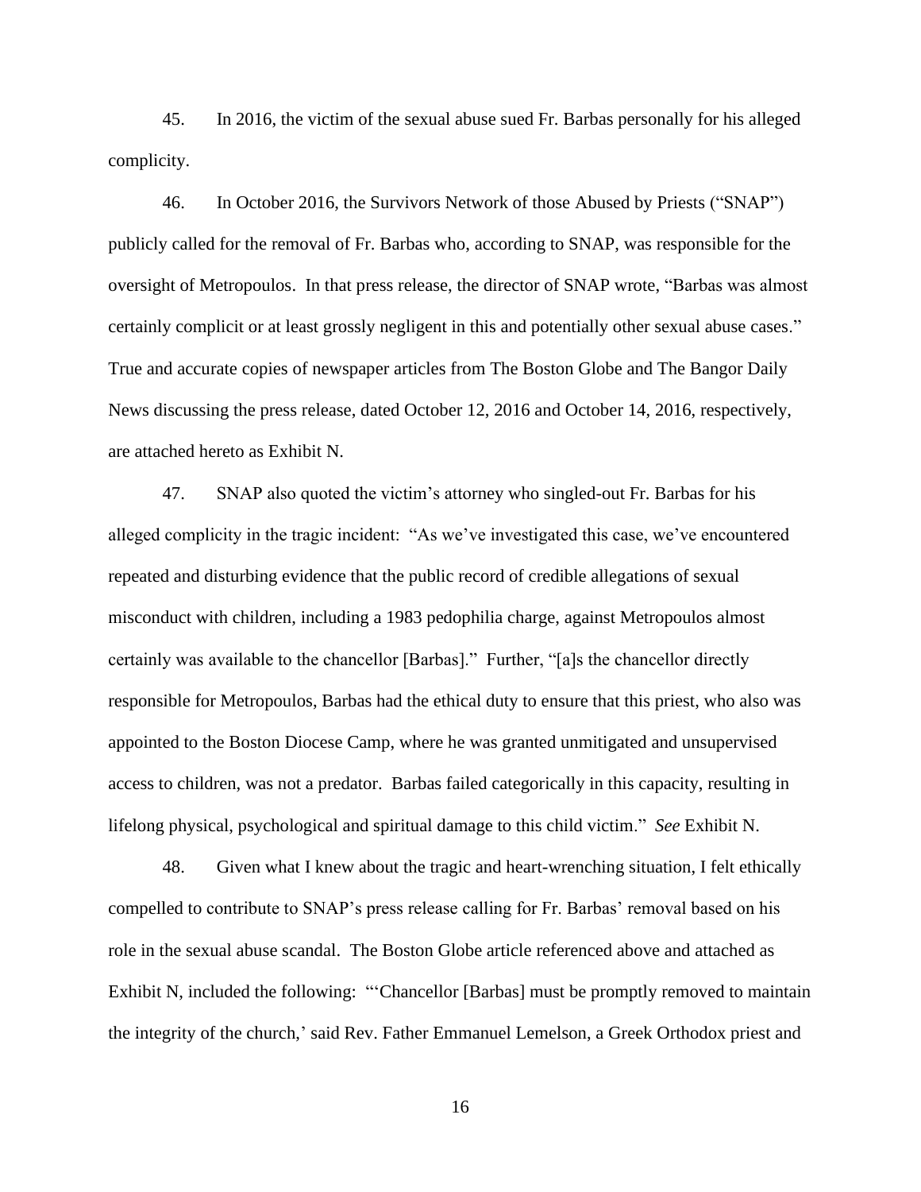45. In 2016, the victim of the sexual abuse sued Fr. Barbas personally for his alleged complicity.

46. In October 2016, the Survivors Network of those Abused by Priests ("SNAP") publicly called for the removal of Fr. Barbas who, according to SNAP, was responsible for the oversight of Metropoulos. In that press release, the director of SNAP wrote, "Barbas was almost certainly complicit or at least grossly negligent in this and potentially other sexual abuse cases." True and accurate copies of newspaper articles from The Boston Globe and The Bangor Daily News discussing the press release, dated October 12, 2016 and October 14, 2016, respectively, are attached hereto as Exhibit N.

47. SNAP also quoted the victim's attorney who singled-out Fr. Barbas for his alleged complicity in the tragic incident: "As we've investigated this case, we've encountered repeated and disturbing evidence that the public record of credible allegations of sexual misconduct with children, including a 1983 pedophilia charge, against Metropoulos almost certainly was available to the chancellor [Barbas]." Further, "[a]s the chancellor directly responsible for Metropoulos, Barbas had the ethical duty to ensure that this priest, who also was appointed to the Boston Diocese Camp, where he was granted unmitigated and unsupervised access to children, was not a predator. Barbas failed categorically in this capacity, resulting in lifelong physical, psychological and spiritual damage to this child victim." *See* Exhibit N.

48. Given what I knew about the tragic and heart-wrenching situation, I felt ethically compelled to contribute to SNAP's press release calling for Fr. Barbas' removal based on his role in the sexual abuse scandal. The Boston Globe article referenced above and attached as Exhibit N, included the following: "'Chancellor [Barbas] must be promptly removed to maintain the integrity of the church,' said Rev. Father Emmanuel Lemelson, a Greek Orthodox priest and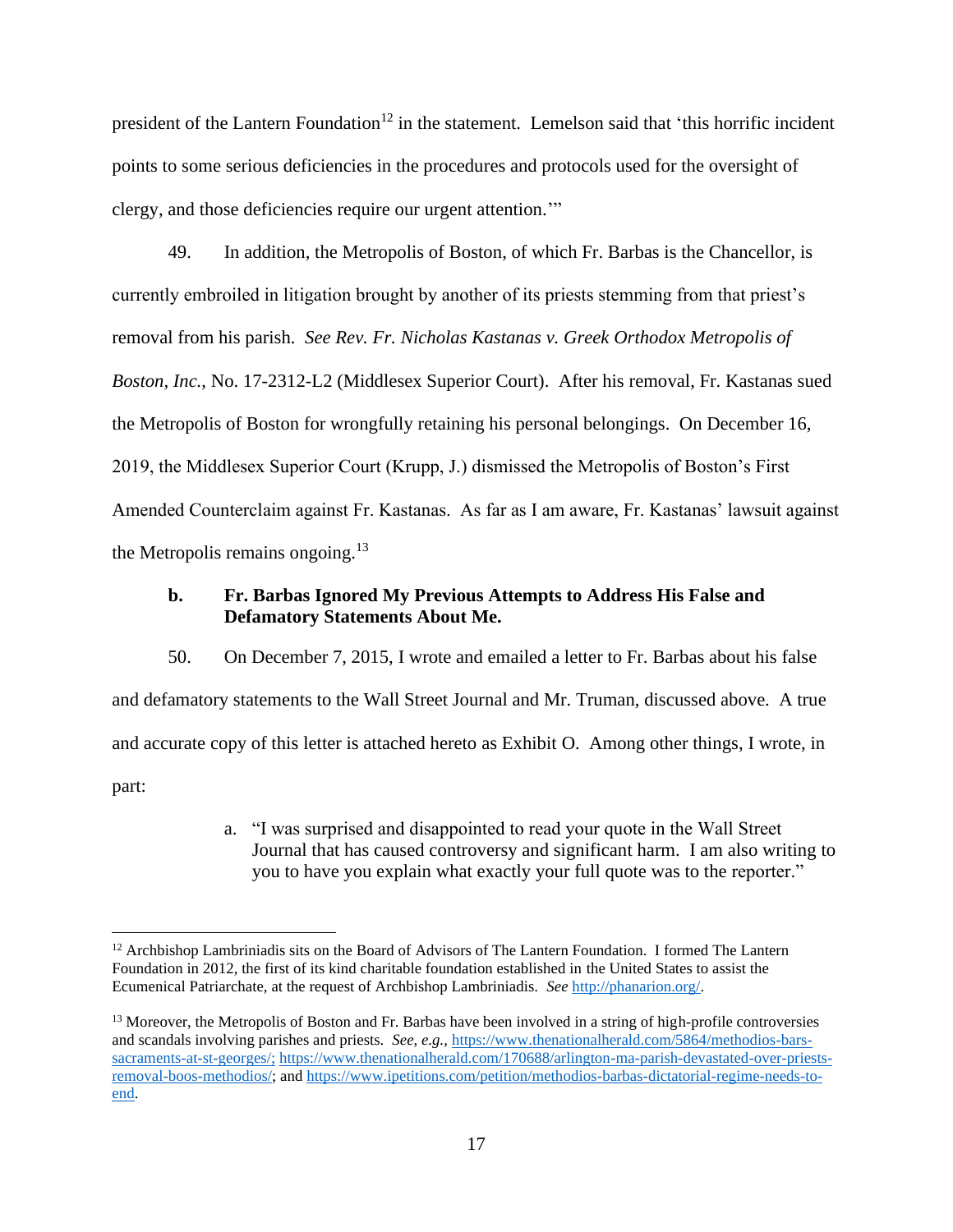president of the Lantern Foundation[12] in the statement. Lemelson said that 'this horrific incident points to some serious deficiencies in the procedures and protocols used for the oversight of clergy, and those deficiencies require our urgent attention.'"

49. In addition, the Metropolis of Boston, of which Fr. Barbas is the Chancellor, is currently embroiled in litigation brought by another of its priests stemming from that priest's removal from his parish. *See Rev. Fr. Nicholas Kastanas v. Greek Orthodox Metropolis of Boston, Inc.*, No. 17-2312-L2 (Middlesex Superior Court). After his removal, Fr. Kastanas sued the Metropolis of Boston for wrongfully retaining his personal belongings. On December 16, 2019, the Middlesex Superior Court (Krupp, J.) dismissed the Metropolis of Boston's First Amended Counterclaim against Fr. Kastanas. As far as I am aware, Fr. Kastanas' lawsuit against the Metropolis remains ongoing.[13]

### b. Fr. Barbas Ignored My Previous Attempts to Address His False and Defamatory Statements About Me.

50. On December 7, 2015, I wrote and emailed a letter to Fr. Barbas about his false and defamatory statements to the Wall Street Journal and Mr. Truman, discussed above. A true and accurate copy of this letter is attached hereto as Exhibit O. Among other things, I wrote, in part:

a. "I was surprised and disappointed to read your quote in the Wall Street Journal that has caused controversy and significant harm. I am also writing to you to have you explain what exactly your full quote was to the reporter."

---

[12] Archbishop Lambriniadis sits on the Board of Advisors of The Lantern Foundation. I formed The Lantern Foundation in 2012, the first of its kind charitable foundation established in the United States to assist the Ecumenical Patriarchate, at the request of Archbishop Lambriniadis. *See* http://phanarion.org/.

[13] Moreover, the Metropolis of Boston and Fr. Barbas have been involved in a string of high-profile controversies and scandals involving parishes and priests. *See, e.g.,* https://www.thenationalherald.com/5864/methodios-bars-sacraments-at-st-georges/; https://www.thenationalherald.com/170688/arlington-ma-parish-devastated-over-priests-removal-boos-methodios/; and https://www.ipetitions.com/petition/methodios-barbas-dictatorial-regime-needs-to-end.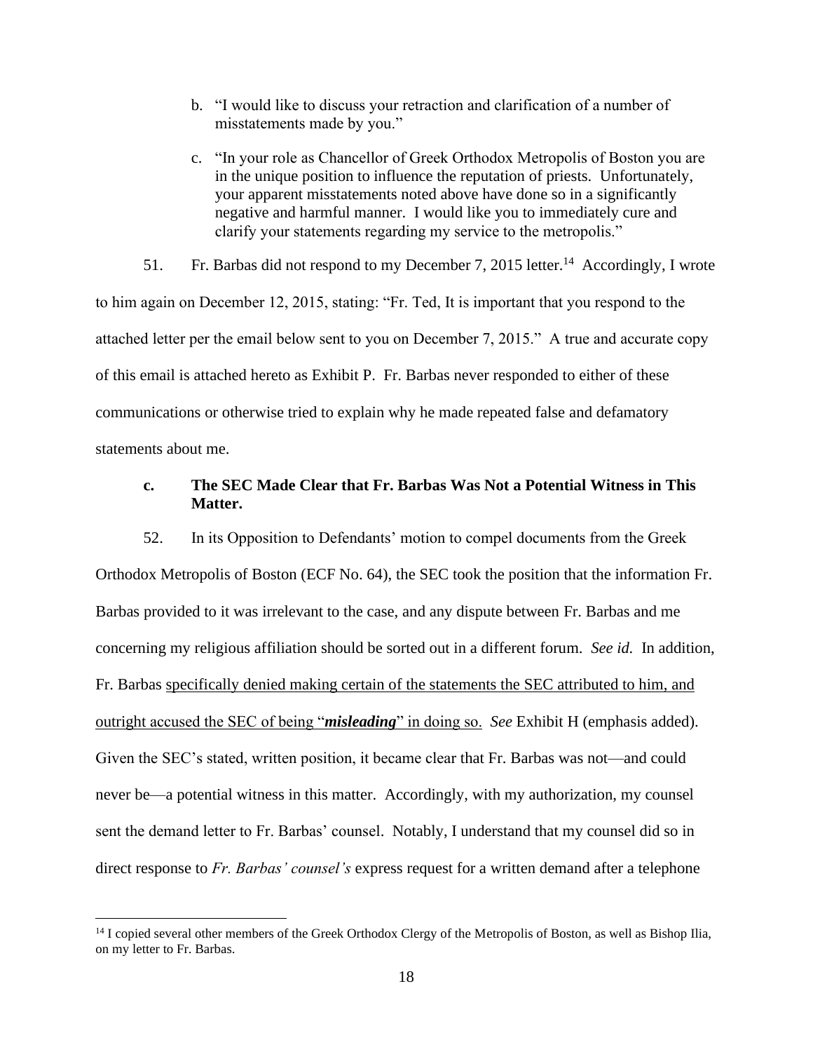b. "I would like to discuss your retraction and clarification of a number of misstatements made by you."

c. "In your role as Chancellor of Greek Orthodox Metropolis of Boston you are in the unique position to influence the reputation of priests. Unfortunately, your apparent misstatements noted above have done so in a significantly negative and harmful manner. I would like you to immediately cure and clarify your statements regarding my service to the metropolis."

51. Fr. Barbas did not respond to my December 7, 2015 letter.[14] Accordingly, I wrote to him again on December 12, 2015, stating: "Fr. Ted, It is important that you respond to the attached letter per the email below sent to you on December 7, 2015." A true and accurate copy of this email is attached hereto as Exhibit P. Fr. Barbas never responded to either of these communications or otherwise tried to explain why he made repeated false and defamatory statements about me.

### c. The SEC Made Clear that Fr. Barbas Was Not a Potential Witness in This Matter.

52. In its Opposition to Defendants' motion to compel documents from the Greek Orthodox Metropolis of Boston (ECF No. 64), the SEC took the position that the information Fr. Barbas provided to it was irrelevant to the case, and any dispute between Fr. Barbas and me concerning my religious affiliation should be sorted out in a different forum. *See id.* In addition, Fr. Barbas <u>specifically denied making certain of the statements the SEC attributed to him, and outright accused the SEC of being "***misleading***" in doing so.</u> *See* Exhibit H (emphasis added). Given the SEC's stated, written position, it became clear that Fr. Barbas was not—and could never be—a potential witness in this matter. Accordingly, with my authorization, my counsel sent the demand letter to Fr. Barbas' counsel. Notably, I understand that my counsel did so in direct response to *Fr. Barbas' counsel's* express request for a written demand after a telephone

---

[14] I copied several other members of the Greek Orthodox Clergy of the Metropolis of Boston, as well as Bishop Ilia, on my letter to Fr. Barbas.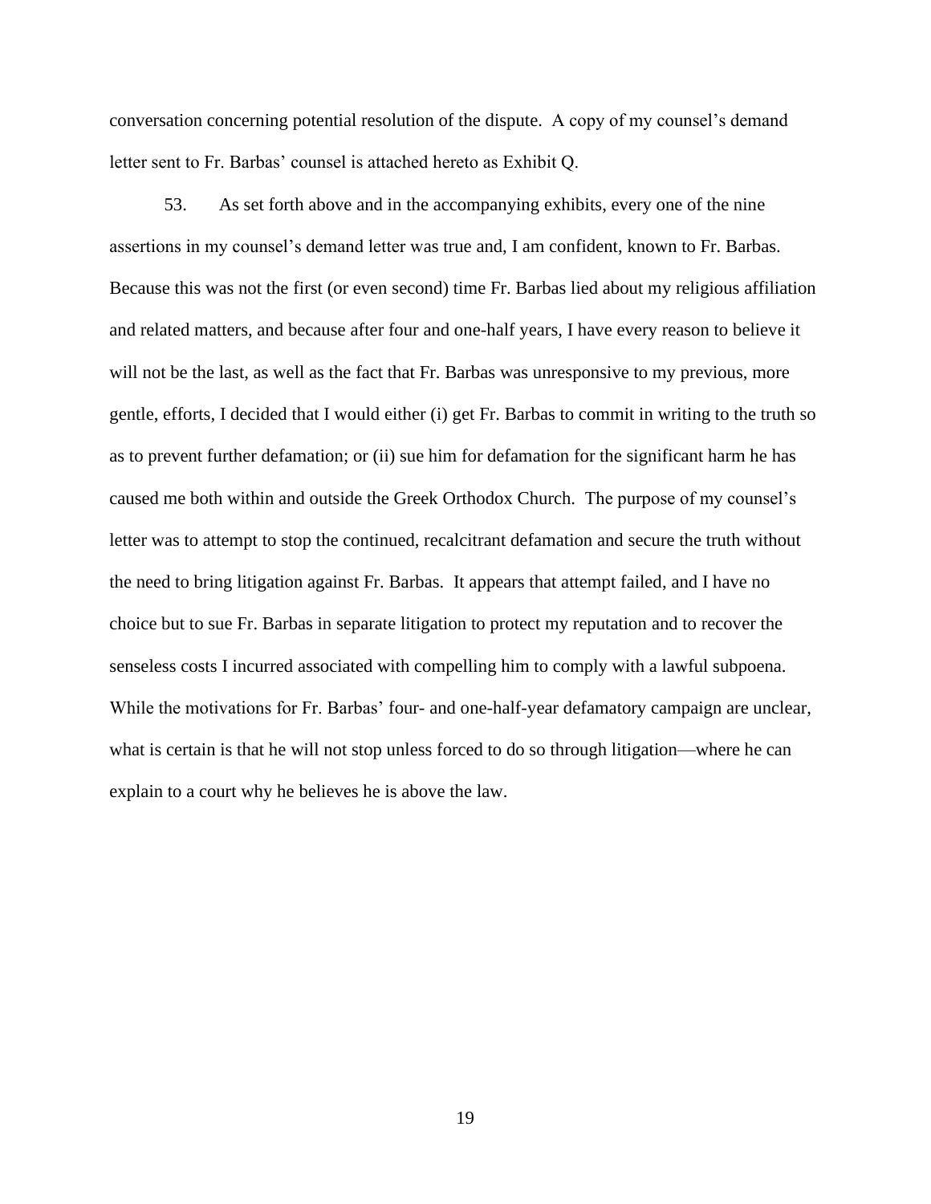conversation concerning potential resolution of the dispute. A copy of my counsel's demand letter sent to Fr. Barbas' counsel is attached hereto as Exhibit Q.

53. As set forth above and in the accompanying exhibits, every one of the nine assertions in my counsel's demand letter was true and, I am confident, known to Fr. Barbas. Because this was not the first (or even second) time Fr. Barbas lied about my religious affiliation and related matters, and because after four and one-half years, I have every reason to believe it will not be the last, as well as the fact that Fr. Barbas was unresponsive to my previous, more gentle, efforts, I decided that I would either (i) get Fr. Barbas to commit in writing to the truth so as to prevent further defamation; or (ii) sue him for defamation for the significant harm he has caused me both within and outside the Greek Orthodox Church. The purpose of my counsel's letter was to attempt to stop the continued, recalcitrant defamation and secure the truth without the need to bring litigation against Fr. Barbas. It appears that attempt failed, and I have no choice but to sue Fr. Barbas in separate litigation to protect my reputation and to recover the senseless costs I incurred associated with compelling him to comply with a lawful subpoena. While the motivations for Fr. Barbas' four- and one-half-year defamatory campaign are unclear, what is certain is that he will not stop unless forced to do so through litigation—where he can explain to a court why he believes he is above the law.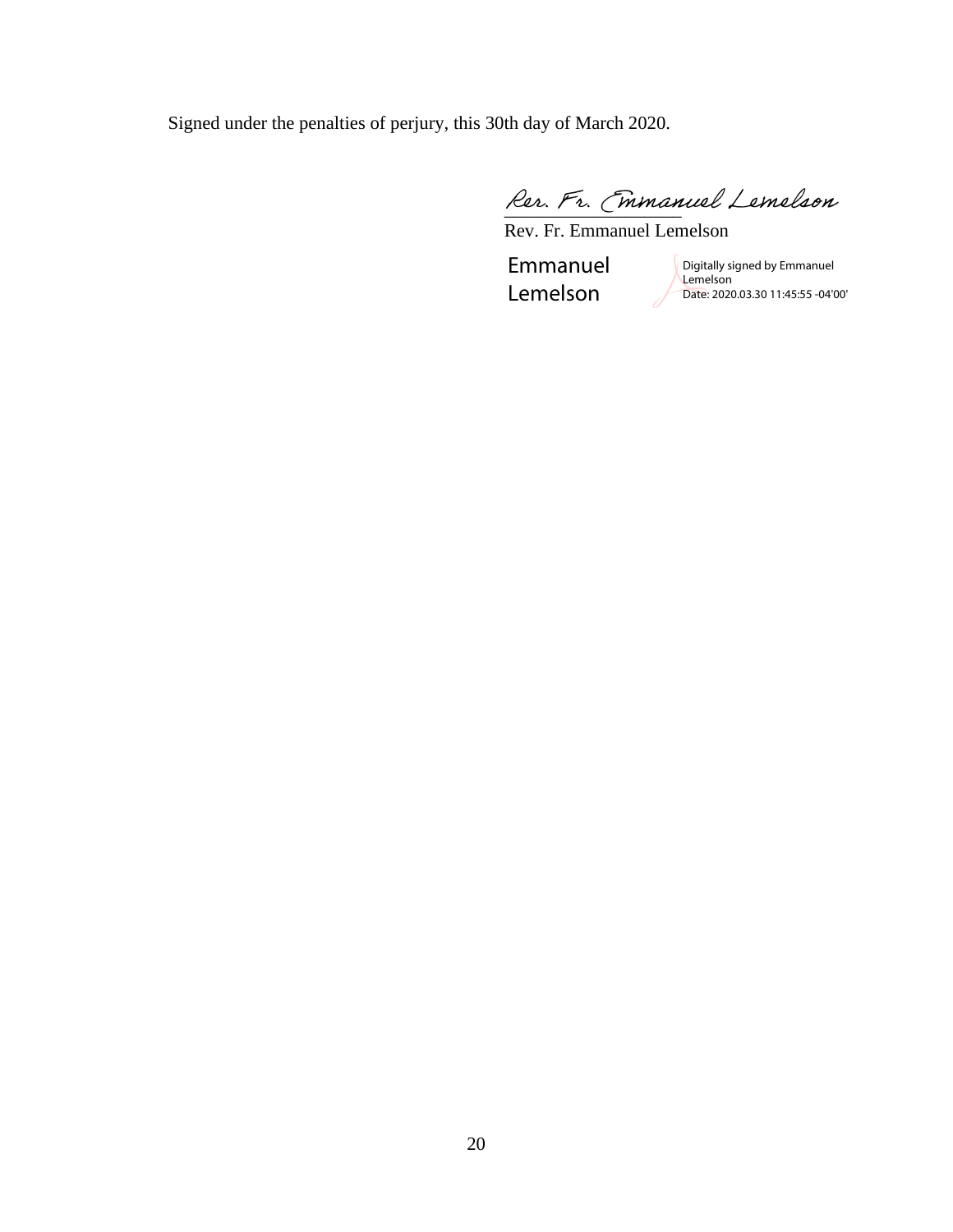Signed under the penalties of perjury, this 30th day of March 2020.

*Rev. Fr. Emmanuel Lemelson*

Rev. Fr. Emmanuel Lemelson

Emmanuel Lemelson

Digitally signed by Emmanuel Lemelson
Date: 2020.03.30 11:45:55 -04'00'